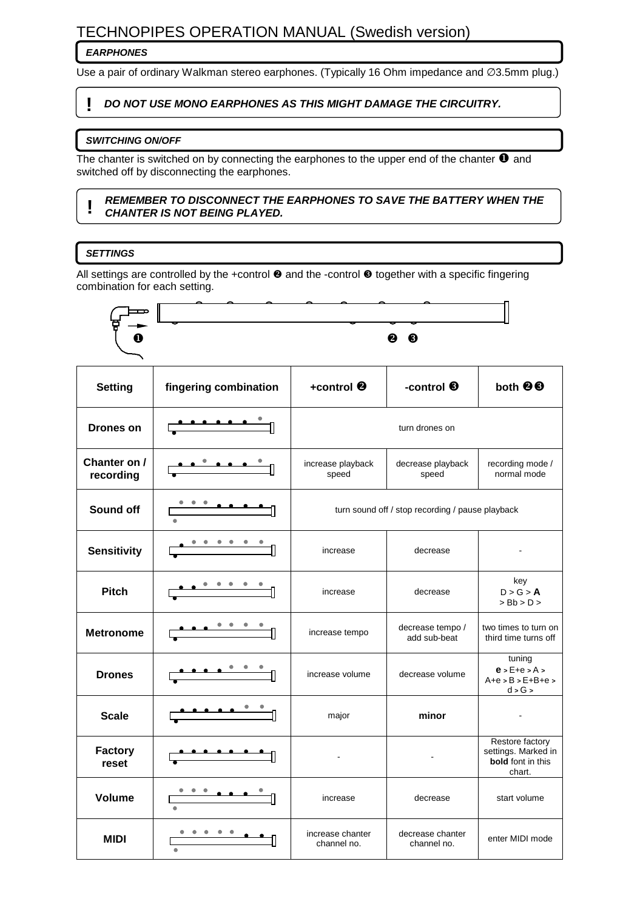# TECHNOPIPES OPERATION MANUAL (Swedish version)

### *EARPHONES*

Use a pair of ordinary Walkman stereo earphones. (Typically 16 Ohm impedance and ∅3.5mm plug.)

> **!** ***DO NOT USE MONO EARPHONES AS THIS MIGHT DAMAGE THE CIRCUITRY.***

### *SWITCHING ON/OFF*

The chanter is switched on by connecting the earphones to the upper end of the chanter ❶ and switched off by disconnecting the earphones.

> **!** ***REMEMBER TO DISCONNECT THE EARPHONES TO SAVE THE BATTERY WHEN THE CHANTER IS NOT BEING PLAYED.***

### *SETTINGS*

All settings are controlled by the +control ❷ and the -control ❸ together with a specific fingering combination for each setting.

❶ ❷ ❸

| Setting | fingering combination | +control ❷ | -control ❸ | both ❷❸ |
|---|---|---|---|---|
| **Drones on** | | turn drones on | | |
| **Chanter on / recording** | | increase playback speed | decrease playback speed | recording mode / normal mode |
| **Sound off** | | turn sound off / stop recording / pause playback | | |
| **Sensitivity** | | increase | decrease | - |
| **Pitch** | | increase | decrease | key D > G > **A** > Bb > D > |
| **Metronome** | | increase tempo | decrease tempo / add sub-beat | two times to turn on third time turns off |
| **Drones** | | increase volume | decrease volume | tuning **e** > E+e > A > A+e > B > E+B+e > d > G > |
| **Scale** | | major | **minor** | - |
| **Factory reset** | | - | - | Restore factory settings. Marked in **bold** font in this chart. |
| **Volume** | | increase | decrease | start volume |
| **MIDI** | | increase chanter channel no. | decrease chanter channel no. | enter MIDI mode |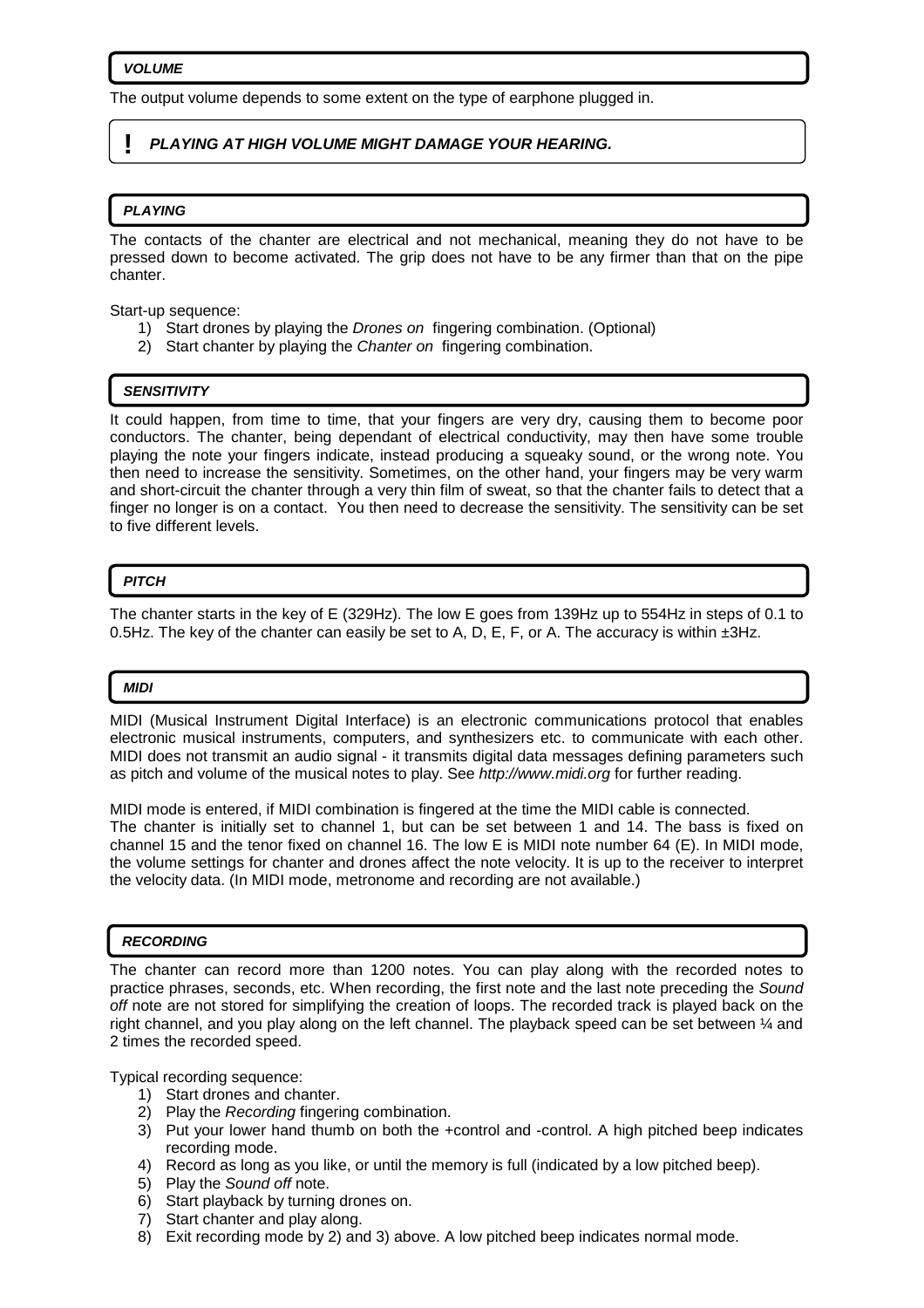## *VOLUME*

The output volume depends to some extent on the type of earphone plugged in.

> **!** ***PLAYING AT HIGH VOLUME MIGHT DAMAGE YOUR HEARING.***

## *PLAYING*

The contacts of the chanter are electrical and not mechanical, meaning they do not have to be pressed down to become activated. The grip does not have to be any firmer than that on the pipe chanter.

Start-up sequence:

1) Start drones by playing the *Drones on* fingering combination. (Optional)
2) Start chanter by playing the *Chanter on* fingering combination.

## *SENSITIVITY*

It could happen, from time to time, that your fingers are very dry, causing them to become poor conductors. The chanter, being dependant of electrical conductivity, may then have some trouble playing the note your fingers indicate, instead producing a squeaky sound, or the wrong note. You then need to increase the sensitivity. Sometimes, on the other hand, your fingers may be very warm and short-circuit the chanter through a very thin film of sweat, so that the chanter fails to detect that a finger no longer is on a contact. You then need to decrease the sensitivity. The sensitivity can be set to five different levels.

## *PITCH*

The chanter starts in the key of E (329Hz). The low E goes from 139Hz up to 554Hz in steps of 0.1 to 0.5Hz. The key of the chanter can easily be set to A, D, E, F, or A. The accuracy is within ±3Hz.

## *MIDI*

MIDI (Musical Instrument Digital Interface) is an electronic communications protocol that enables electronic musical instruments, computers, and synthesizers etc. to communicate with each other. MIDI does not transmit an audio signal - it transmits digital data messages defining parameters such as pitch and volume of the musical notes to play. See *http://www.midi.org* for further reading.

MIDI mode is entered, if MIDI combination is fingered at the time the MIDI cable is connected.
The chanter is initially set to channel 1, but can be set between 1 and 14. The bass is fixed on channel 15 and the tenor fixed on channel 16. The low E is MIDI note number 64 (E). In MIDI mode, the volume settings for chanter and drones affect the note velocity. It is up to the receiver to interpret the velocity data. (In MIDI mode, metronome and recording are not available.)

## *RECORDING*

The chanter can record more than 1200 notes. You can play along with the recorded notes to practice phrases, seconds, etc. When recording, the first note and the last note preceding the *Sound off* note are not stored for simplifying the creation of loops. The recorded track is played back on the right channel, and you play along on the left channel. The playback speed can be set between ¼ and 2 times the recorded speed.

Typical recording sequence:

1) Start drones and chanter.
2) Play the *Recording* fingering combination.
3) Put your lower hand thumb on both the +control and -control. A high pitched beep indicates recording mode.
4) Record as long as you like, or until the memory is full (indicated by a low pitched beep).
5) Play the *Sound off* note.
6) Start playback by turning drones on.
7) Start chanter and play along.
8) Exit recording mode by 2) and 3) above. A low pitched beep indicates normal mode.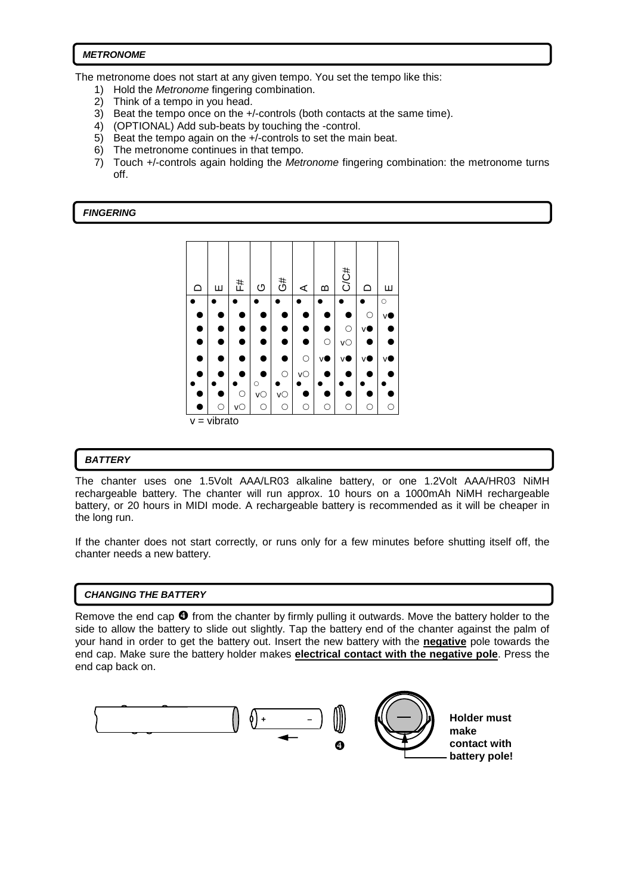## METRONOME

The metronome does not start at any given tempo. You set the tempo like this:

1) Hold the *Metronome* fingering combination.
2) Think of a tempo in you head.
3) Beat the tempo once on the +/-controls (both contacts at the same time).
4) (OPTIONAL) Add sub-beats by touching the -control.
5) Beat the tempo again on the +/-controls to set the main beat.
6) The metronome continues in that tempo.
7) Touch +/-controls again holding the *Metronome* fingering combination: the metronome turns off.

## FINGERING

| D | E | F# | G | G# | A | B | C/C# | D | E |
|---|---|---|---|---|---|---|---|---|---|
| ● | ● | ● | ● | ● | ● | ● | ● | ● | ○ |
| ● | ● | ● | ● | ● | ● | ● | ● | ○ | v● |
| ● | ● | ● | ● | ● | ● | ● | ○ | v● | ● |
| ● | ● | ● | ● | ● | ● | ○ | v○ | ● | ● |
| ● | ● | ● | ● | ● | ○ | v● | v● | v● | v● |
| ● | ● | ● | ● | ○ | v○ | ● | ● | ● | ● |
| ● | ● | ● | ○ | ● | ● | ● | ● | ● | ● |
| ● | ● | ○ | v○ | v○ | ● | ● | ● | ● | ● |
| ● | ○ | v○ | ○ | ○ | ○ | ○ | ○ | ○ | ○ |

v = vibrato

## BATTERY

The chanter uses one 1.5Volt AAA/LR03 alkaline battery, or one 1.2Volt AAA/HR03 NiMH rechargeable battery. The chanter will run approx. 10 hours on a 1000mAh NiMH rechargeable battery, or 20 hours in MIDI mode. A rechargeable battery is recommended as it will be cheaper in the long run.

If the chanter does not start correctly, or runs only for a few minutes before shutting itself off, the chanter needs a new battery.

## CHANGING THE BATTERY

Remove the end cap ❹ from the chanter by firmly pulling it outwards. Move the battery holder to the side to allow the battery to slide out slightly. Tap the battery end of the chanter against the palm of your hand in order to get the battery out. Insert the new battery with the **negative** pole towards the end cap. Make sure the battery holder makes **electrical contact with the negative pole**. Press the end cap back on.

❹

**Holder must make contact with battery pole!**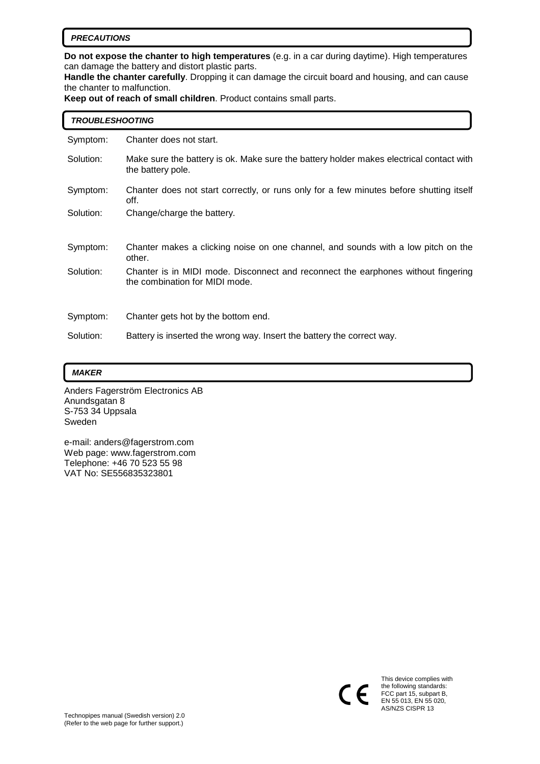## *PRECAUTIONS*

**Do not expose the chanter to high temperatures** (e.g. in a car during daytime). High temperatures can damage the battery and distort plastic parts.
**Handle the chanter carefully**. Dropping it can damage the circuit board and housing, and can cause the chanter to malfunction.
**Keep out of reach of small children**. Product contains small parts.

## *TROUBLESHOOTING*

| | |
|---|---|
| Symptom: | Chanter does not start. |
| Solution: | Make sure the battery is ok. Make sure the battery holder makes electrical contact with the battery pole. |
| Symptom: | Chanter does not start correctly, or runs only for a few minutes before shutting itself off. |
| Solution: | Change/charge the battery. |
| Symptom: | Chanter makes a clicking noise on one channel, and sounds with a low pitch on the other. |
| Solution: | Chanter is in MIDI mode. Disconnect and reconnect the earphones without fingering the combination for MIDI mode. |
| Symptom: | Chanter gets hot by the bottom end. |
| Solution: | Battery is inserted the wrong way. Insert the battery the correct way. |

## *MAKER*

Anders Fagerström Electronics AB
Anundsgatan 8
S-753 34 Uppsala
Sweden

e-mail: anders@fagerstrom.com
Web page: www.fagerstrom.com
Telephone: +46 70 523 55 98
VAT No: SE556835323801

CE

This device complies with the following standards: FCC part 15, subpart B, EN 55 013, EN 55 020, AS/NZS CISPR 13

Technopipes manual (Swedish version) 2.0
(Refer to the web page for further support.)